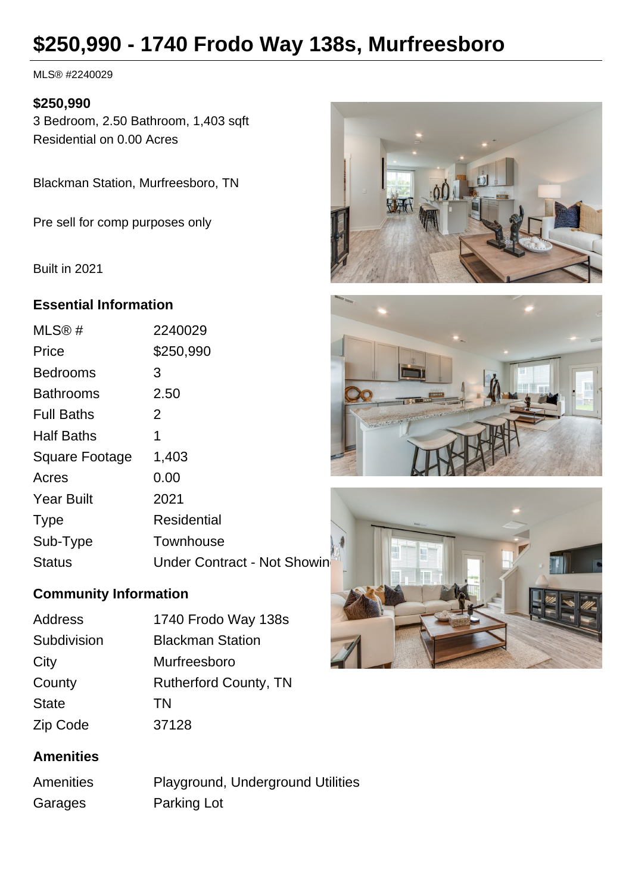# $250,990 - 1740 Frodo Way 138s, Murfreesboro

MLS® #2240029

**$250,990**

3 Bedroom, 2.50 Bathroom, 1,403 sqft

Residential on 0.00 Acres

Blackman Station, Murfreesboro, TN

Pre sell for comp purposes only

Built in 2021

## Essential Information

| | |
|---|---|
| MLS® # | 2240029 |
| Price | $250,990 |
| Bedrooms | 3 |
| Bathrooms | 2.50 |
| Full Baths | 2 |
| Half Baths | 1 |
| Square Footage | 1,403 |
| Acres | 0.00 |
| Year Built | 2021 |
| Type | Residential |
| Sub-Type | Townhouse |
| Status | Under Contract - Not Showin |

## Community Information

| | |
|---|---|
| Address | 1740 Frodo Way 138s |
| Subdivision | Blackman Station |
| City | Murfreesboro |
| County | Rutherford County, TN |
| State | TN |
| Zip Code | 37128 |

## Amenities

| | |
|---|---|
| Amenities | Playground, Underground Utilities |
| Garages | Parking Lot |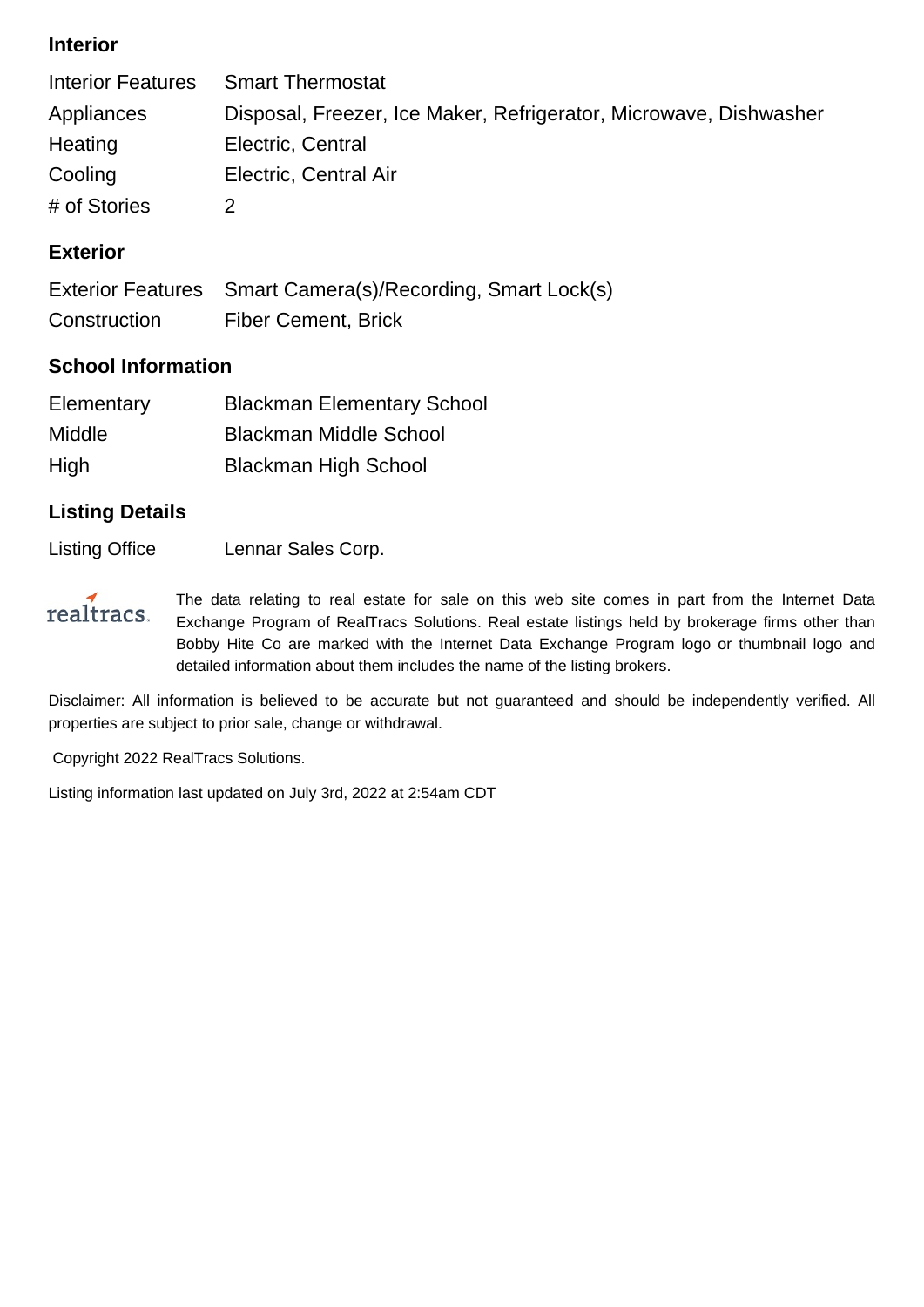## Interior

| | |
|---|---|
| Interior Features | Smart Thermostat |
| Appliances | Disposal, Freezer, Ice Maker, Refrigerator, Microwave, Dishwasher |
| Heating | Electric, Central |
| Cooling | Electric, Central Air |
| # of Stories | 2 |

## Exterior

| | |
|---|---|
| Exterior Features | Smart Camera(s)/Recording, Smart Lock(s) |
| Construction | Fiber Cement, Brick |

## School Information

| | |
|---|---|
| Elementary | Blackman Elementary School |
| Middle | Blackman Middle School |
| High | Blackman High School |

## Listing Details

| | |
|---|---|
| Listing Office | Lennar Sales Corp. |

realtracs.

The data relating to real estate for sale on this web site comes in part from the Internet Data Exchange Program of RealTracs Solutions. Real estate listings held by brokerage firms other than Bobby Hite Co are marked with the Internet Data Exchange Program logo or thumbnail logo and detailed information about them includes the name of the listing brokers.

Disclaimer: All information is believed to be accurate but not guaranteed and should be independently verified. All properties are subject to prior sale, change or withdrawal.

Copyright 2022 RealTracs Solutions.

Listing information last updated on July 3rd, 2022 at 2:54am CDT